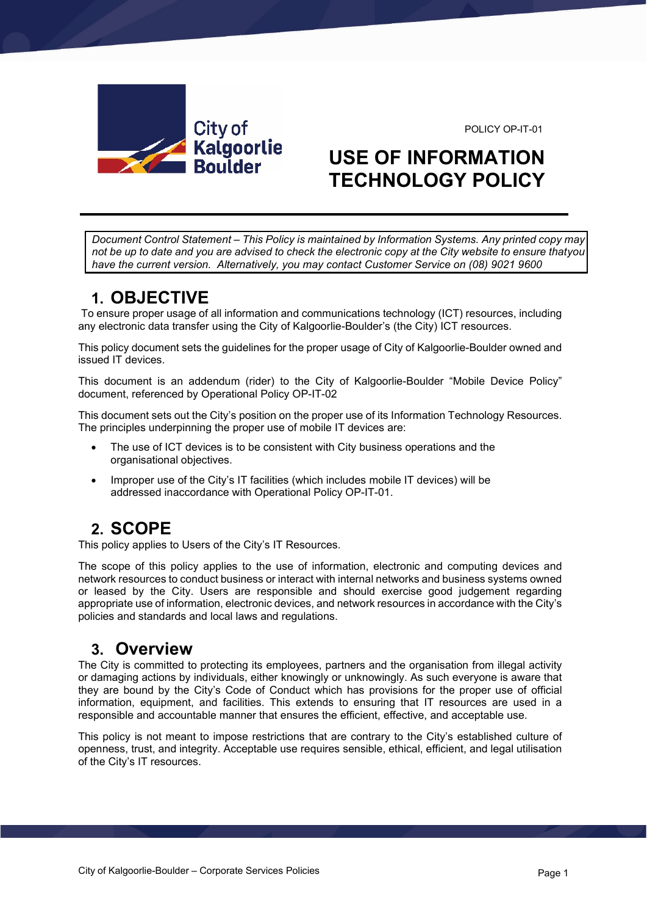City of Kalgoorlie Boulder

POLICY OP-IT-01

# USE OF INFORMATION TECHNOLOGY POLICY

*Document Control Statement – This Policy is maintained by Information Systems. Any printed copy may not be up to date and you are advised to check the electronic copy at the City website to ensure thatyou have the current version. Alternatively, you may contact Customer Service on (08) 9021 9600*

## 1. OBJECTIVE

To ensure proper usage of all information and communications technology (ICT) resources, including any electronic data transfer using the City of Kalgoorlie-Boulder's (the City) ICT resources.

This policy document sets the guidelines for the proper usage of City of Kalgoorlie-Boulder owned and issued IT devices.

This document is an addendum (rider) to the City of Kalgoorlie-Boulder "Mobile Device Policy" document, referenced by Operational Policy OP-IT-02

This document sets out the City's position on the proper use of its Information Technology Resources. The principles underpinning the proper use of mobile IT devices are:

- The use of ICT devices is to be consistent with City business operations and the organisational objectives.
- Improper use of the City's IT facilities (which includes mobile IT devices) will be addressed inaccordance with Operational Policy OP-IT-01.

## 2. SCOPE

This policy applies to Users of the City's IT Resources.

The scope of this policy applies to the use of information, electronic and computing devices and network resources to conduct business or interact with internal networks and business systems owned or leased by the City. Users are responsible and should exercise good judgement regarding appropriate use of information, electronic devices, and network resources in accordance with the City's policies and standards and local laws and regulations.

## 3. Overview

The City is committed to protecting its employees, partners and the organisation from illegal activity or damaging actions by individuals, either knowingly or unknowingly. As such everyone is aware that they are bound by the City's Code of Conduct which has provisions for the proper use of official information, equipment, and facilities. This extends to ensuring that IT resources are used in a responsible and accountable manner that ensures the efficient, effective, and acceptable use.

This policy is not meant to impose restrictions that are contrary to the City's established culture of openness, trust, and integrity. Acceptable use requires sensible, ethical, efficient, and legal utilisation of the City's IT resources.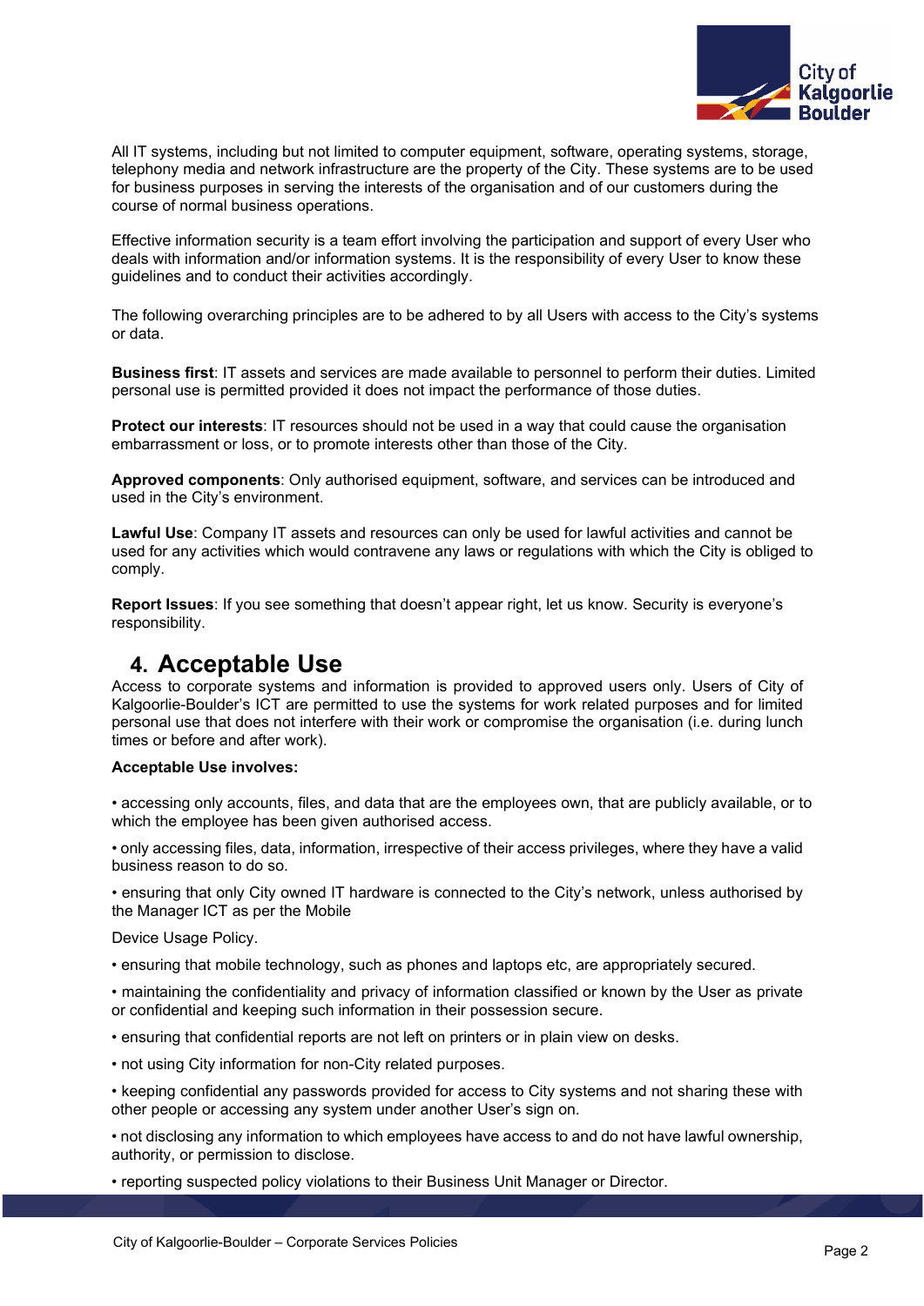All IT systems, including but not limited to computer equipment, software, operating systems, storage, telephony media and network infrastructure are the property of the City. These systems are to be used for business purposes in serving the interests of the organisation and of our customers during the course of normal business operations.

Effective information security is a team effort involving the participation and support of every User who deals with information and/or information systems. It is the responsibility of every User to know these guidelines and to conduct their activities accordingly.

The following overarching principles are to be adhered to by all Users with access to the City's systems or data.

**Business first**: IT assets and services are made available to personnel to perform their duties. Limited personal use is permitted provided it does not impact the performance of those duties.

**Protect our interests**: IT resources should not be used in a way that could cause the organisation embarrassment or loss, or to promote interests other than those of the City.

**Approved components**: Only authorised equipment, software, and services can be introduced and used in the City's environment.

**Lawful Use**: Company IT assets and resources can only be used for lawful activities and cannot be used for any activities which would contravene any laws or regulations with which the City is obliged to comply.

**Report Issues**: If you see something that doesn't appear right, let us know. Security is everyone's responsibility.

## 4. Acceptable Use

Access to corporate systems and information is provided to approved users only. Users of City of Kalgoorlie-Boulder's ICT are permitted to use the systems for work related purposes and for limited personal use that does not interfere with their work or compromise the organisation (i.e. during lunch times or before and after work).

**Acceptable Use involves:**

- accessing only accounts, files, and data that are the employees own, that are publicly available, or to which the employee has been given authorised access.
- only accessing files, data, information, irrespective of their access privileges, where they have a valid business reason to do so.
- ensuring that only City owned IT hardware is connected to the City's network, unless authorised by the Manager ICT as per the Mobile

Device Usage Policy.

- ensuring that mobile technology, such as phones and laptops etc, are appropriately secured.
- maintaining the confidentiality and privacy of information classified or known by the User as private or confidential and keeping such information in their possession secure.
- ensuring that confidential reports are not left on printers or in plain view on desks.
- not using City information for non-City related purposes.
- keeping confidential any passwords provided for access to City systems and not sharing these with other people or accessing any system under another User's sign on.
- not disclosing any information to which employees have access to and do not have lawful ownership, authority, or permission to disclose.
- reporting suspected policy violations to their Business Unit Manager or Director.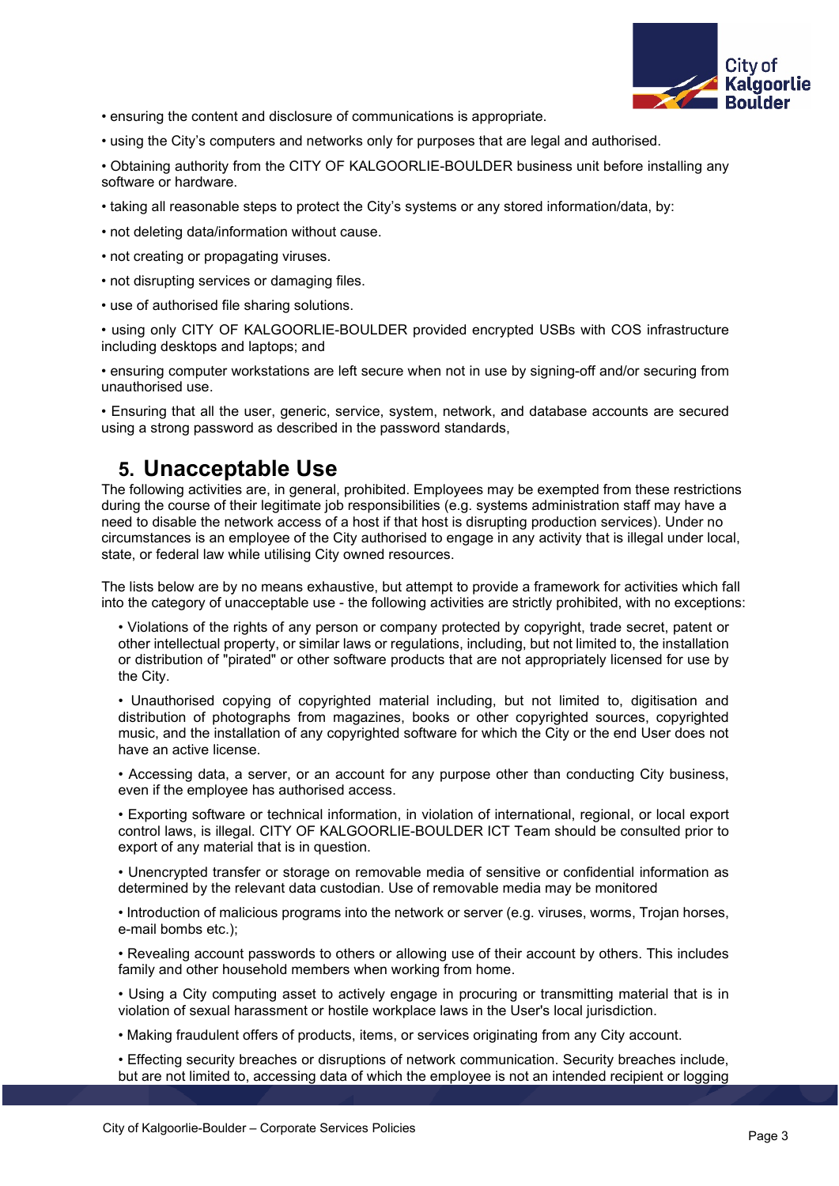- ensuring the content and disclosure of communications is appropriate.
- using the City's computers and networks only for purposes that are legal and authorised.
- Obtaining authority from the CITY OF KALGOORLIE-BOULDER business unit before installing any software or hardware.
- taking all reasonable steps to protect the City's systems or any stored information/data, by:
- not deleting data/information without cause.
- not creating or propagating viruses.
- not disrupting services or damaging files.
- use of authorised file sharing solutions.
- using only CITY OF KALGOORLIE-BOULDER provided encrypted USBs with COS infrastructure including desktops and laptops; and
- ensuring computer workstations are left secure when not in use by signing-off and/or securing from unauthorised use.
- Ensuring that all the user, generic, service, system, network, and database accounts are secured using a strong password as described in the password standards,

## 5. Unacceptable Use

The following activities are, in general, prohibited. Employees may be exempted from these restrictions during the course of their legitimate job responsibilities (e.g. systems administration staff may have a need to disable the network access of a host if that host is disrupting production services). Under no circumstances is an employee of the City authorised to engage in any activity that is illegal under local, state, or federal law while utilising City owned resources.

The lists below are by no means exhaustive, but attempt to provide a framework for activities which fall into the category of unacceptable use - the following activities are strictly prohibited, with no exceptions:

- Violations of the rights of any person or company protected by copyright, trade secret, patent or other intellectual property, or similar laws or regulations, including, but not limited to, the installation or distribution of "pirated" or other software products that are not appropriately licensed for use by the City.
- Unauthorised copying of copyrighted material including, but not limited to, digitisation and distribution of photographs from magazines, books or other copyrighted sources, copyrighted music, and the installation of any copyrighted software for which the City or the end User does not have an active license.
- Accessing data, a server, or an account for any purpose other than conducting City business, even if the employee has authorised access.
- Exporting software or technical information, in violation of international, regional, or local export control laws, is illegal. CITY OF KALGOORLIE-BOULDER ICT Team should be consulted prior to export of any material that is in question.
- Unencrypted transfer or storage on removable media of sensitive or confidential information as determined by the relevant data custodian. Use of removable media may be monitored
- Introduction of malicious programs into the network or server (e.g. viruses, worms, Trojan horses, e-mail bombs etc.);
- Revealing account passwords to others or allowing use of their account by others. This includes family and other household members when working from home.
- Using a City computing asset to actively engage in procuring or transmitting material that is in violation of sexual harassment or hostile workplace laws in the User's local jurisdiction.
- Making fraudulent offers of products, items, or services originating from any City account.
- Effecting security breaches or disruptions of network communication. Security breaches include, but are not limited to, accessing data of which the employee is not an intended recipient or logging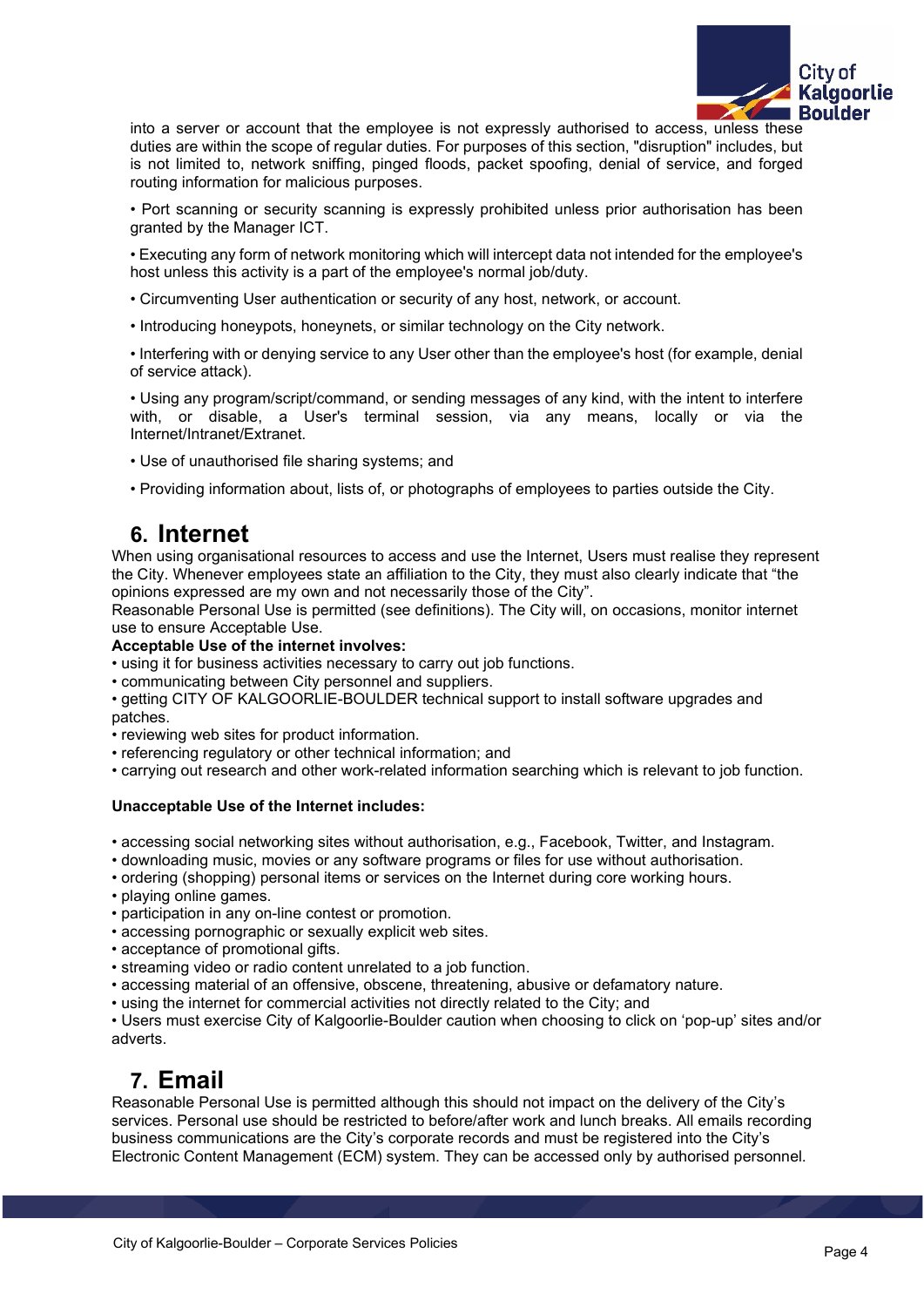into a server or account that the employee is not expressly authorised to access, unless these duties are within the scope of regular duties. For purposes of this section, "disruption" includes, but is not limited to, network sniffing, pinged floods, packet spoofing, denial of service, and forged routing information for malicious purposes.

• Port scanning or security scanning is expressly prohibited unless prior authorisation has been granted by the Manager ICT.

• Executing any form of network monitoring which will intercept data not intended for the employee's host unless this activity is a part of the employee's normal job/duty.

• Circumventing User authentication or security of any host, network, or account.

• Introducing honeypots, honeynets, or similar technology on the City network.

• Interfering with or denying service to any User other than the employee's host (for example, denial of service attack).

• Using any program/script/command, or sending messages of any kind, with the intent to interfere with, or disable, a User's terminal session, via any means, locally or via the Internet/Intranet/Extranet.

• Use of unauthorised file sharing systems; and

• Providing information about, lists of, or photographs of employees to parties outside the City.

## 6. Internet

When using organisational resources to access and use the Internet, Users must realise they represent the City. Whenever employees state an affiliation to the City, they must also clearly indicate that "the opinions expressed are my own and not necessarily those of the City".
Reasonable Personal Use is permitted (see definitions). The City will, on occasions, monitor internet use to ensure Acceptable Use.

**Acceptable Use of the internet involves:**

• using it for business activities necessary to carry out job functions.
• communicating between City personnel and suppliers.
• getting CITY OF KALGOORLIE-BOULDER technical support to install software upgrades and patches.
• reviewing web sites for product information.
• referencing regulatory or other technical information; and
• carrying out research and other work-related information searching which is relevant to job function.

**Unacceptable Use of the Internet includes:**

• accessing social networking sites without authorisation, e.g., Facebook, Twitter, and Instagram.
• downloading music, movies or any software programs or files for use without authorisation.
• ordering (shopping) personal items or services on the Internet during core working hours.
• playing online games.
• participation in any on-line contest or promotion.
• accessing pornographic or sexually explicit web sites.
• acceptance of promotional gifts.
• streaming video or radio content unrelated to a job function.
• accessing material of an offensive, obscene, threatening, abusive or defamatory nature.
• using the internet for commercial activities not directly related to the City; and
• Users must exercise City of Kalgoorlie-Boulder caution when choosing to click on 'pop-up' sites and/or adverts.

## 7. Email

Reasonable Personal Use is permitted although this should not impact on the delivery of the City's services. Personal use should be restricted to before/after work and lunch breaks. All emails recording business communications are the City's corporate records and must be registered into the City's Electronic Content Management (ECM) system. They can be accessed only by authorised personnel.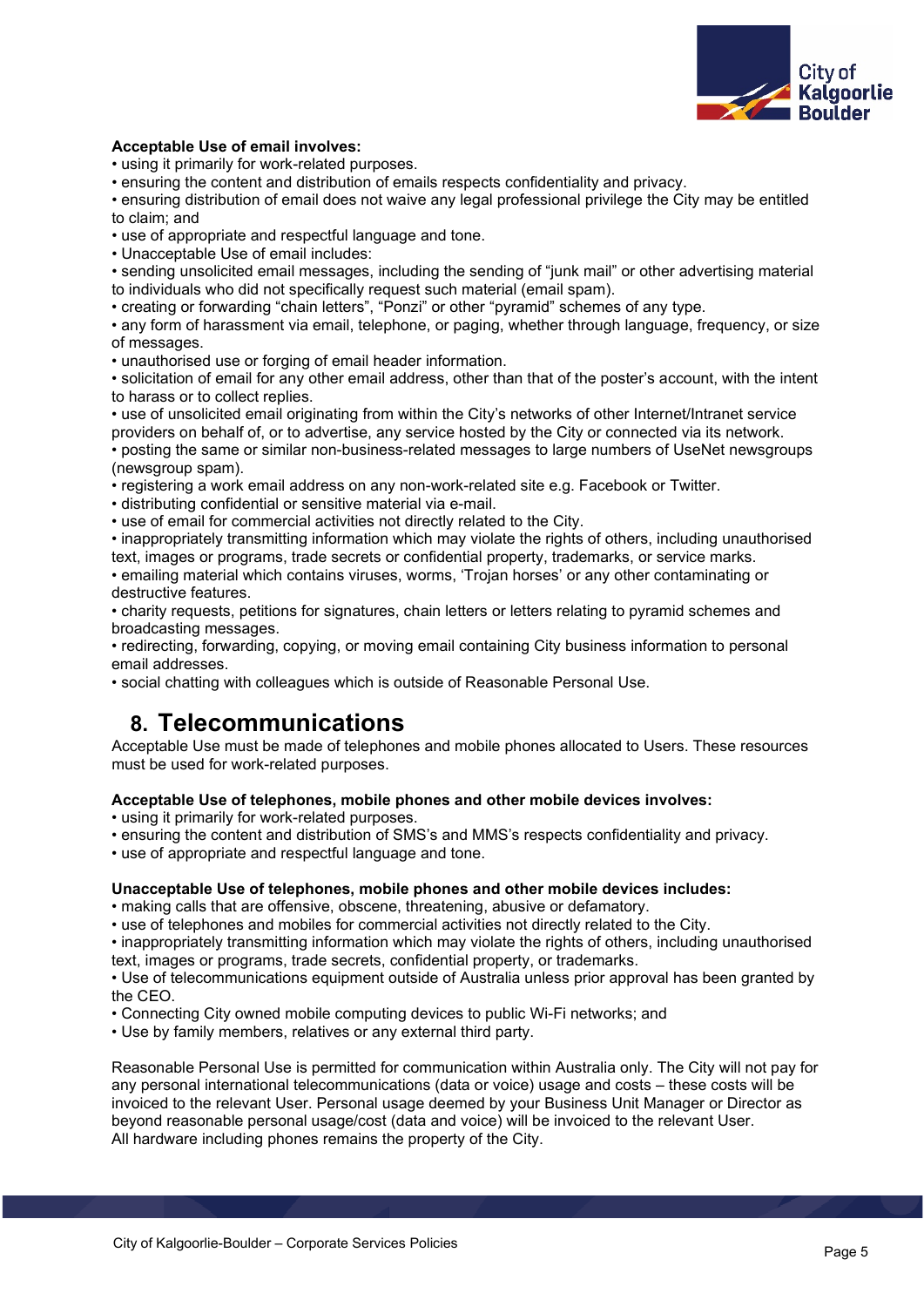**Acceptable Use of email involves:**

- using it primarily for work-related purposes.
- ensuring the content and distribution of emails respects confidentiality and privacy.
- ensuring distribution of email does not waive any legal professional privilege the City may be entitled to claim; and
- use of appropriate and respectful language and tone.
- Unacceptable Use of email includes:
- sending unsolicited email messages, including the sending of "junk mail" or other advertising material to individuals who did not specifically request such material (email spam).
- creating or forwarding "chain letters", "Ponzi" or other "pyramid" schemes of any type.
- any form of harassment via email, telephone, or paging, whether through language, frequency, or size of messages.
- unauthorised use or forging of email header information.
- solicitation of email for any other email address, other than that of the poster's account, with the intent to harass or to collect replies.
- use of unsolicited email originating from within the City's networks of other Internet/Intranet service providers on behalf of, or to advertise, any service hosted by the City or connected via its network.
- posting the same or similar non-business-related messages to large numbers of UseNet newsgroups (newsgroup spam).
- registering a work email address on any non-work-related site e.g. Facebook or Twitter.
- distributing confidential or sensitive material via e-mail.
- use of email for commercial activities not directly related to the City.
- inappropriately transmitting information which may violate the rights of others, including unauthorised text, images or programs, trade secrets or confidential property, trademarks, or service marks.
- emailing material which contains viruses, worms, 'Trojan horses' or any other contaminating or destructive features.
- charity requests, petitions for signatures, chain letters or letters relating to pyramid schemes and broadcasting messages.
- redirecting, forwarding, copying, or moving email containing City business information to personal email addresses.
- social chatting with colleagues which is outside of Reasonable Personal Use.

# 8. Telecommunications

Acceptable Use must be made of telephones and mobile phones allocated to Users. These resources must be used for work-related purposes.

**Acceptable Use of telephones, mobile phones and other mobile devices involves:**

- using it primarily for work-related purposes.
- ensuring the content and distribution of SMS's and MMS's respects confidentiality and privacy.
- use of appropriate and respectful language and tone.

**Unacceptable Use of telephones, mobile phones and other mobile devices includes:**

- making calls that are offensive, obscene, threatening, abusive or defamatory.
- use of telephones and mobiles for commercial activities not directly related to the City.
- inappropriately transmitting information which may violate the rights of others, including unauthorised text, images or programs, trade secrets, confidential property, or trademarks.
- Use of telecommunications equipment outside of Australia unless prior approval has been granted by the CEO.
- Connecting City owned mobile computing devices to public Wi-Fi networks; and
- Use by family members, relatives or any external third party.

Reasonable Personal Use is permitted for communication within Australia only. The City will not pay for any personal international telecommunications (data or voice) usage and costs – these costs will be invoiced to the relevant User. Personal usage deemed by your Business Unit Manager or Director as beyond reasonable personal usage/cost (data and voice) will be invoiced to the relevant User.
All hardware including phones remains the property of the City.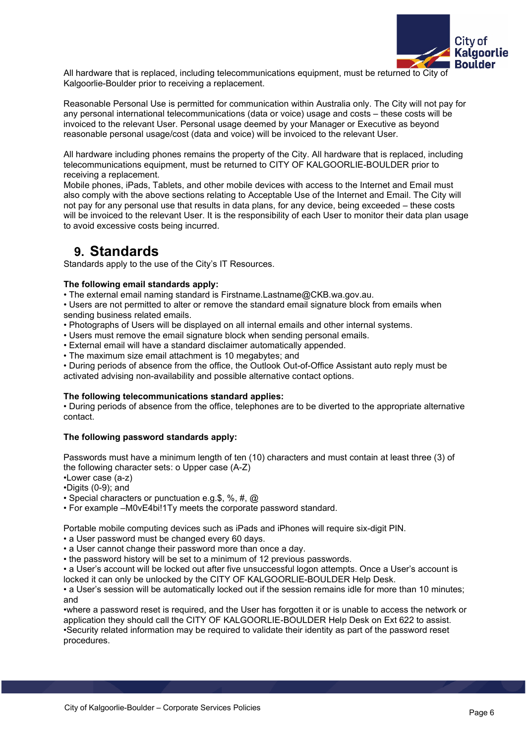All hardware that is replaced, including telecommunications equipment, must be returned to City of Kalgoorlie-Boulder prior to receiving a replacement.

Reasonable Personal Use is permitted for communication within Australia only. The City will not pay for any personal international telecommunications (data or voice) usage and costs – these costs will be invoiced to the relevant User. Personal usage deemed by your Manager or Executive as beyond reasonable personal usage/cost (data and voice) will be invoiced to the relevant User.

All hardware including phones remains the property of the City. All hardware that is replaced, including telecommunications equipment, must be returned to CITY OF KALGOORLIE-BOULDER prior to receiving a replacement.
Mobile phones, iPads, Tablets, and other mobile devices with access to the Internet and Email must also comply with the above sections relating to Acceptable Use of the Internet and Email. The City will not pay for any personal use that results in data plans, for any device, being exceeded – these costs will be invoiced to the relevant User. It is the responsibility of each User to monitor their data plan usage to avoid excessive costs being incurred.

# 9. Standards

Standards apply to the use of the City's IT Resources.

**The following email standards apply:**

- The external email naming standard is Firstname.Lastname@CKB.wa.gov.au.
- Users are not permitted to alter or remove the standard email signature block from emails when sending business related emails.
- Photographs of Users will be displayed on all internal emails and other internal systems.
- Users must remove the email signature block when sending personal emails.
- External email will have a standard disclaimer automatically appended.
- The maximum size email attachment is 10 megabytes; and
- During periods of absence from the office, the Outlook Out-of-Office Assistant auto reply must be activated advising non-availability and possible alternative contact options.

**The following telecommunications standard applies:**

- During periods of absence from the office, telephones are to be diverted to the appropriate alternative contact.

**The following password standards apply:**

Passwords must have a minimum length of ten (10) characters and must contain at least three (3) of the following character sets: o Upper case (A-Z)

- Lower case (a-z)
- Digits (0-9); and
- Special characters or punctuation e.g.$, %, #, @
- For example –M0vE4bi!1Ty meets the corporate password standard.

Portable mobile computing devices such as iPads and iPhones will require six-digit PIN.

- a User password must be changed every 60 days.
- a User cannot change their password more than once a day.
- the password history will be set to a minimum of 12 previous passwords.
- a User's account will be locked out after five unsuccessful logon attempts. Once a User's account is locked it can only be unlocked by the CITY OF KALGOORLIE-BOULDER Help Desk.
- a User's session will be automatically locked out if the session remains idle for more than 10 minutes; and
- where a password reset is required, and the User has forgotten it or is unable to access the network or application they should call the CITY OF KALGOORLIE-BOULDER Help Desk on Ext 622 to assist.
- Security related information may be required to validate their identity as part of the password reset procedures.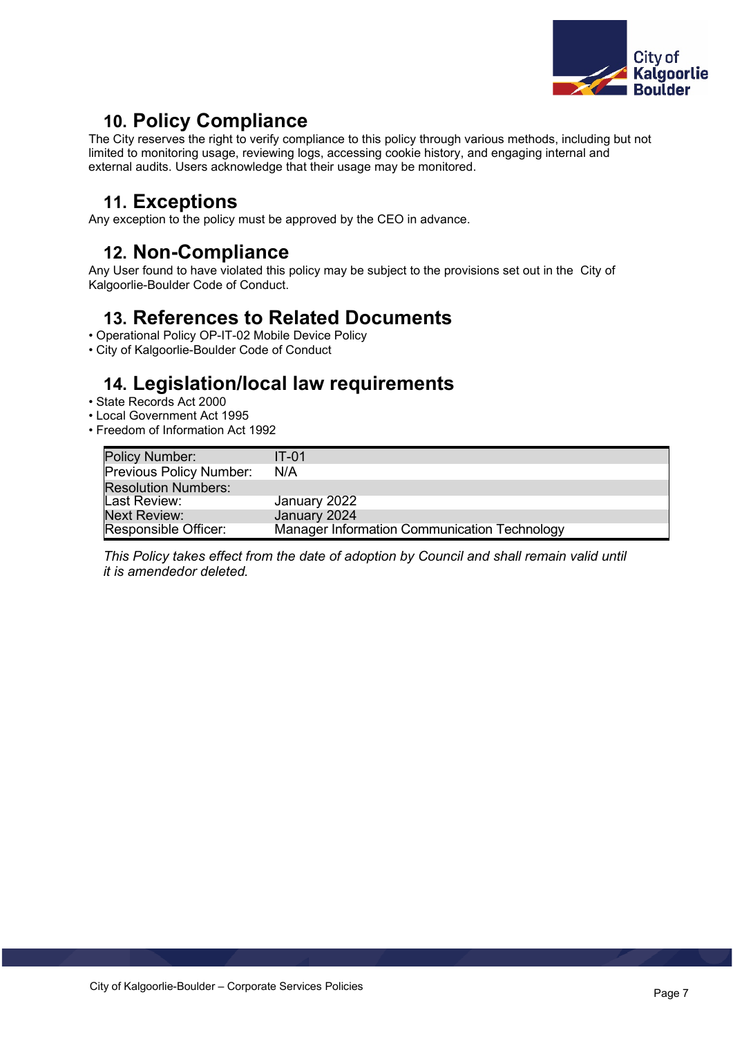## 10. Policy Compliance

The City reserves the right to verify compliance to this policy through various methods, including but not limited to monitoring usage, reviewing logs, accessing cookie history, and engaging internal and external audits. Users acknowledge that their usage may be monitored.

## 11. Exceptions

Any exception to the policy must be approved by the CEO in advance.

## 12. Non-Compliance

Any User found to have violated this policy may be subject to the provisions set out in the City of Kalgoorlie-Boulder Code of Conduct.

## 13. References to Related Documents

- Operational Policy OP-IT-02 Mobile Device Policy
- City of Kalgoorlie-Boulder Code of Conduct

## 14. Legislation/local law requirements

- State Records Act 2000
- Local Government Act 1995
- Freedom of Information Act 1992

| Policy Number: | IT-01 |
|---|---|
| Previous Policy Number: | N/A |
| Resolution Numbers: | |
| Last Review: | January 2022 |
| Next Review: | January 2024 |
| Responsible Officer: | Manager Information Communication Technology |

*This Policy takes effect from the date of adoption by Council and shall remain valid until it is amendedor deleted.*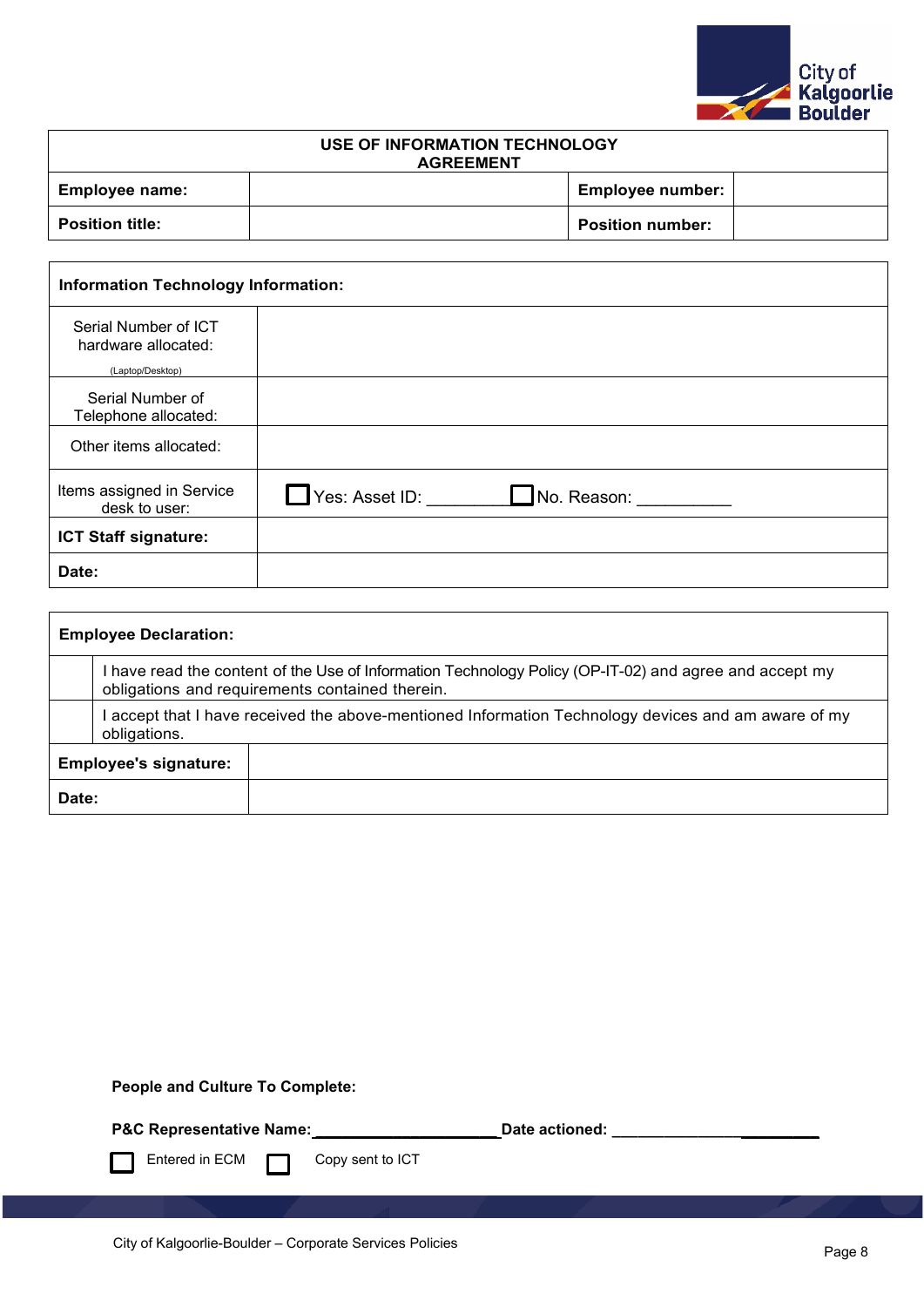| USE OF INFORMATION TECHNOLOGY AGREEMENT | | | |
|---|---|---|---|
| **Employee name:** | | **Employee number:** | |
| **Position title:** | | **Position number:** | |

| **Information Technology Information:** | |
|---|---|
| Serial Number of ICT hardware allocated: (Laptop/Desktop) | |
| Serial Number of Telephone allocated: | |
| Other items allocated: | |
| Items assigned in Service desk to user: | ☐ Yes: Asset ID: __________ ☐ No. Reason: __________ |
| **ICT Staff signature:** | |
| **Date:** | |

| **Employee Declaration:** | |
|---|---|
| ☐ | I have read the content of the Use of Information Technology Policy (OP-IT-02) and agree and accept my obligations and requirements contained therein. |
| ☐ | I accept that I have received the above-mentioned Information Technology devices and am aware of my obligations. |
| **Employee's signature:** | |
| **Date:** | |

**People and Culture To Complete:**

**P&C Representative Name:**______________________ **Date actioned:** ________________________

☐ Entered in ECM ☐ Copy sent to ICT

City of Kalgoorlie-Boulder – Corporate Services Policies